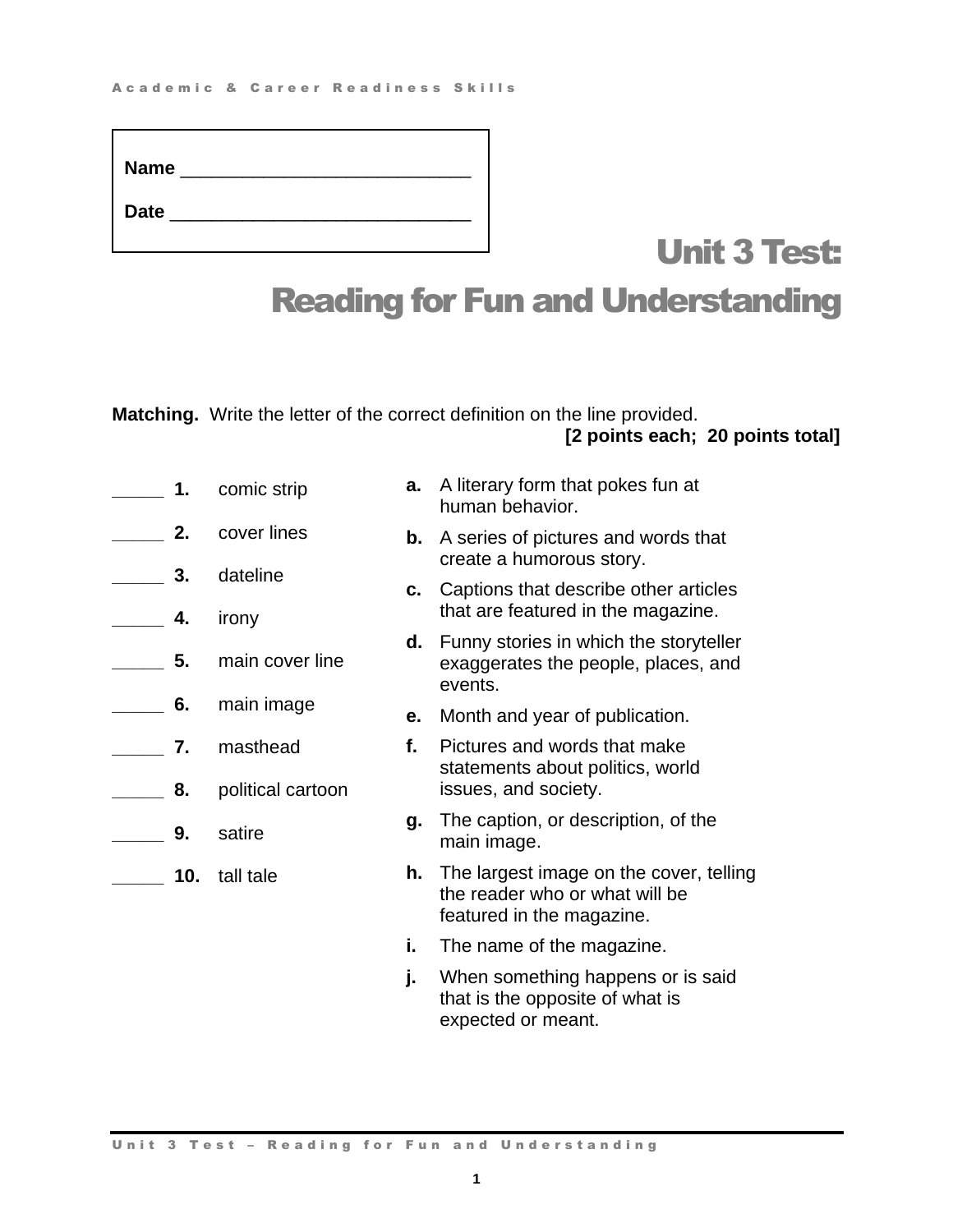Name ______________________________

Date ______________________________

# Unit 3 Test: Reading for Fun and Understanding

**Matching.** Write the letter of the correct definition on the line provided.

**[2 points each; 20 points total]**

_____ **1.** comic strip

_____ **2.** cover lines

_____ **3.** dateline

_____ **4.** irony

_____ **5.** main cover line

_____ **6.** main image

_____ **7.** masthead

_____ **8.** political cartoon

_____ **9.** satire

_____ **10.** tall tale

**a.** A literary form that pokes fun at human behavior.

**b.** A series of pictures and words that create a humorous story.

**c.** Captions that describe other articles that are featured in the magazine.

**d.** Funny stories in which the storyteller exaggerates the people, places, and events.

**e.** Month and year of publication.

**f.** Pictures and words that make statements about politics, world issues, and society.

**g.** The caption, or description, of the main image.

**h.** The largest image on the cover, telling the reader who or what will be featured in the magazine.

**i.** The name of the magazine.

**j.** When something happens or is said that is the opposite of what is expected or meant.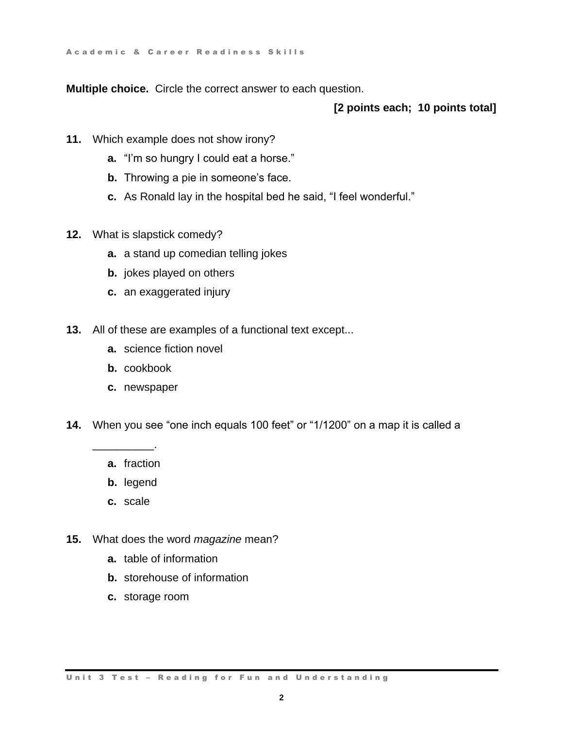**Multiple choice.** Circle the correct answer to each question.

**[2 points each; 10 points total]**

**11.** Which example does not show irony?

- **a.** "I'm so hungry I could eat a horse."
- **b.** Throwing a pie in someone's face.
- **c.** As Ronald lay in the hospital bed he said, "I feel wonderful."

**12.** What is slapstick comedy?

- **a.** a stand up comedian telling jokes
- **b.** jokes played on others
- **c.** an exaggerated injury

**13.** All of these are examples of a functional text except...

- **a.** science fiction novel
- **b.** cookbook
- **c.** newspaper

**14.** When you see "one inch equals 100 feet" or "1/1200" on a map it is called a __________.

- **a.** fraction
- **b.** legend
- **c.** scale

**15.** What does the word *magazine* mean?

- **a.** table of information
- **b.** storehouse of information
- **c.** storage room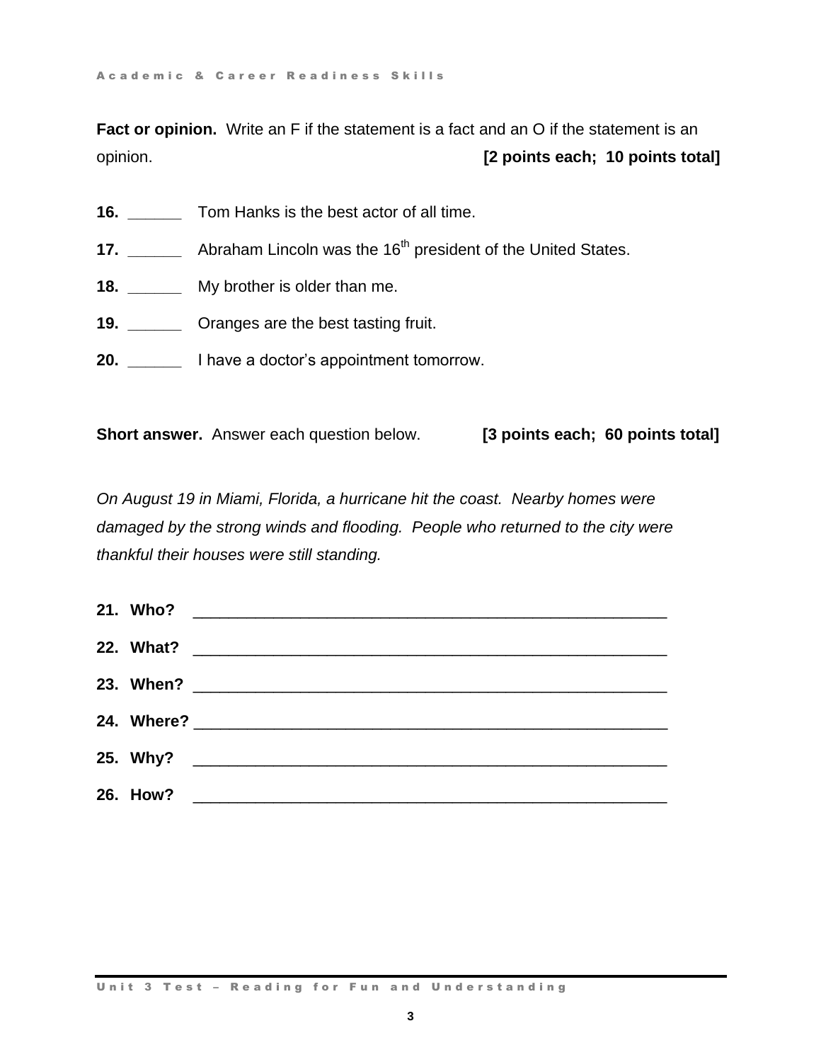**Fact or opinion.** Write an F if the statement is a fact and an O if the statement is an opinion. **[2 points each; 10 points total]**

**16.** ______ Tom Hanks is the best actor of all time.

**17.** ______ Abraham Lincoln was the 16th president of the United States.

**18.** ______ My brother is older than me.

**19.** ______ Oranges are the best tasting fruit.

**20.** ______ I have a doctor's appointment tomorrow.

**Short answer.** Answer each question below. **[3 points each; 60 points total]**

*On August 19 in Miami, Florida, a hurricane hit the coast. Nearby homes were damaged by the strong winds and flooding. People who returned to the city were thankful their houses were still standing.*

**21. Who?** ______________________________________________________

**22. What?** ______________________________________________________

**23. When?** ______________________________________________________

**24. Where?** ______________________________________________________

**25. Why?** ______________________________________________________

**26. How?** ______________________________________________________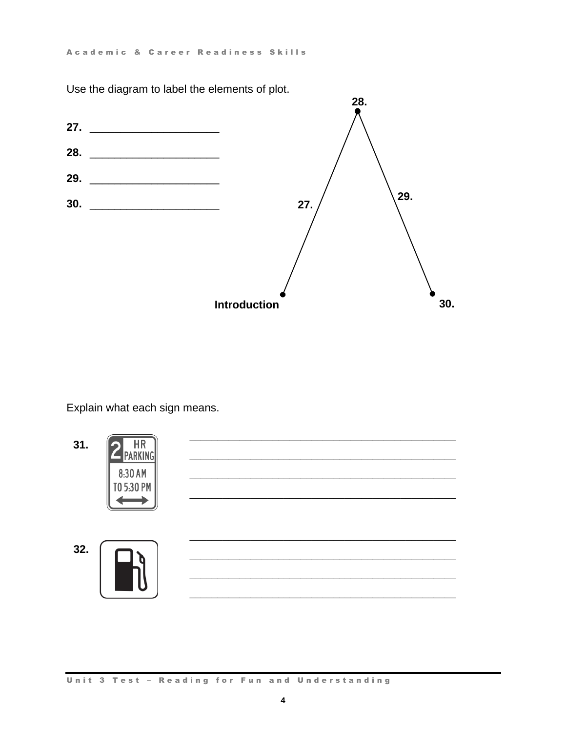Use the diagram to label the elements of plot.

27. ______________________

28. ______________________

29. ______________________

30. ______________________

28.

29.

27.

Introduction

30.

Explain what each sign means.

31. 2 HR PARKING 8:30 AM TO 5:30 PM

_____________________________________________

_____________________________________________

_____________________________________________

_____________________________________________

32.

_____________________________________________

_____________________________________________

_____________________________________________

_____________________________________________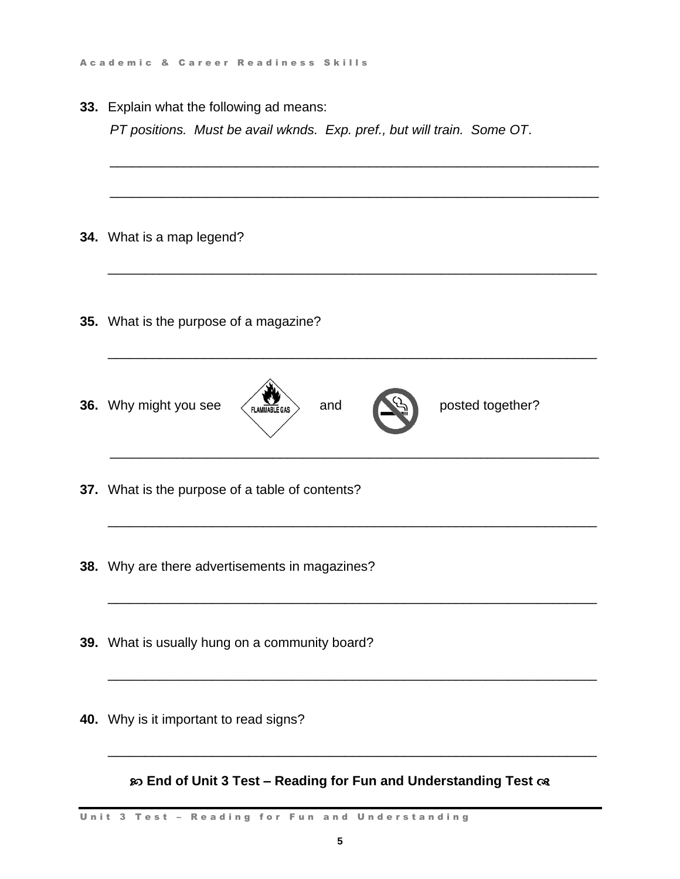**33.** Explain what the following ad means:

*PT positions. Must be avail wknds. Exp. pref., but will train. Some OT*.

_______________________________________________________________

_______________________________________________________________

**34.** What is a map legend?

_______________________________________________________________

**35.** What is the purpose of a magazine?

_______________________________________________________________

**36.** Why might you see FLAMMABLE GAS and [no smoking symbol] posted together?

_______________________________________________________________

**37.** What is the purpose of a table of contents?

_______________________________________________________________

**38.** Why are there advertisements in magazines?

_______________________________________________________________

**39.** What is usually hung on a community board?

_______________________________________________________________

**40.** Why is it important to read signs?

_______________________________________________________________

**End of Unit 3 Test – Reading for Fun and Understanding Test**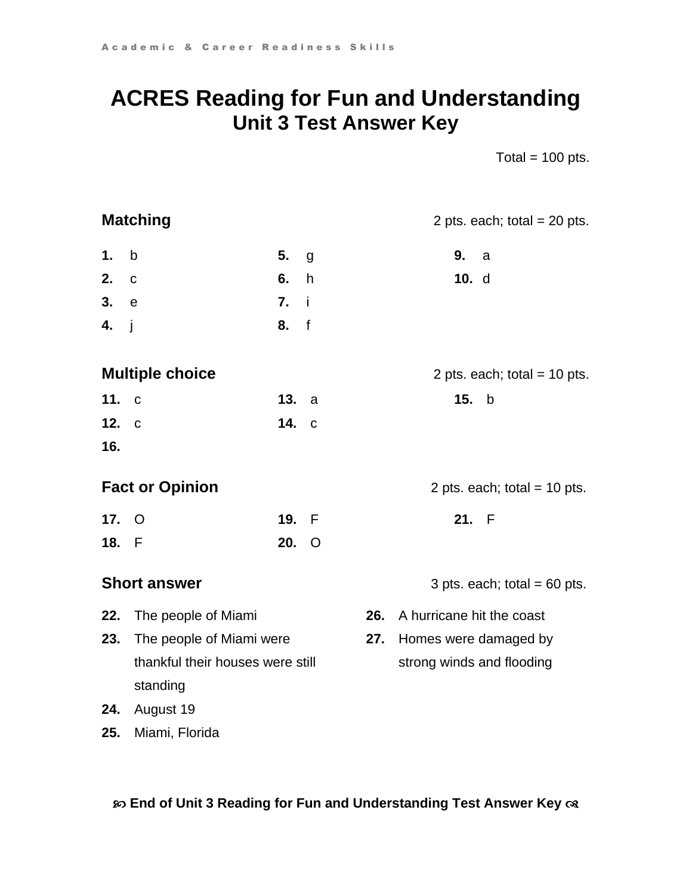# ACRES Reading for Fun and Understanding
## Unit 3 Test Answer Key

Total = 100 pts.

### Matching

2 pts. each; total = 20 pts.

**1.** b
**2.** c
**3.** e
**4.** j
**5.** g
**6.** h
**7.** i
**8.** f
**9.** a
**10.** d

### Multiple choice

2 pts. each; total = 10 pts.

**11.** c
**12.** c
**13.** a
**14.** c
**15.** b
**16.**

### Fact or Opinion

2 pts. each; total = 10 pts.

**17.** O
**18.** F
**19.** F
**20.** O
**21.** F

### Short answer

3 pts. each; total = 60 pts.

**22.** The people of Miami
**23.** The people of Miami were thankful their houses were still standing
**24.** August 19
**25.** Miami, Florida
**26.** A hurricane hit the coast
**27.** Homes were damaged by strong winds and flooding

**End of Unit 3 Reading for Fun and Understanding Test Answer Key**